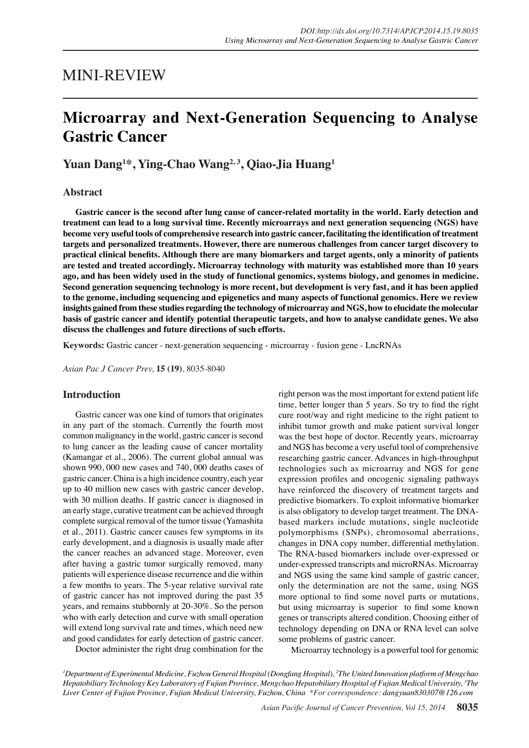MINI-REVIEW

# Microarray and Next-Generation Sequencing to Analyse Gastric Cancer

**Yuan Dang[1]*, Ying-Chao Wang[2,3], Qiao-Jia Huang[1]**

## Abstract

**Gastric cancer is the second after lung cause of cancer-related mortality in the world. Early detection and treatment can lead to a long survival time. Recently microarrays and next generation sequencing (NGS) have become very useful tools of comprehensive research into gastric cancer, facilitating the identification of treatment targets and personalized treatments. However, there are numerous challenges from cancer target discovery to practical clinical benefits. Although there are many biomarkers and target agents, only a minority of patients are tested and treated accordingly. Microarray technology with maturity was established more than 10 years ago, and has been widely used in the study of functional genomics, systems biology, and genomes in medicine. Second generation sequencing technology is more recent, but development is very fast, and it has been applied to the genome, including sequencing and epigenetics and many aspects of functional genomics. Here we review insights gained from these studies regarding the technology of microarray and NGS, how to elucidate the molecular basis of gastric cancer and identify potential therapeutic targets, and how to analyse candidate genes. We also discuss the challenges and future directions of such efforts.**

**Keywords:** Gastric cancer - next-generation sequencing - microarray - fusion gene - LncRNAs

*Asian Pac J Cancer Prev,* **15 (19)**, 8035-8040

## Introduction

Gastric cancer was one kind of tumors that originates in any part of the stomach. Currently the fourth most common malignancy in the world, gastric cancer is second to lung cancer as the leading cause of cancer mortality (Kamangar et al., 2006). The current global annual was shown 990, 000 new cases and 740, 000 deaths cases of gastric cancer. China is a high incidence country, each year up to 40 million new cases with gastric cancer develop, with 30 million deaths. If gastric cancer is diagnosed in an early stage, curative treatment can be achieved through complete surgical removal of the tumor tissue (Yamashita et al., 2011). Gastric cancer causes few symptoms in its early development, and a diagnosis is usually made after the cancer reaches an advanced stage. Moreover, even after having a gastric tumor surgically removed, many patients will experience disease recurrence and die within a few months to years. The 5-year relative survival rate of gastric cancer has not improved during the past 35 years, and remains stubbornly at 20-30%. So the person who with early detection and curve with small operation will extend long survival rate and times, which need new and good candidates for early detection of gastric cancer.

Doctor administer the right drug combination for the right person was the most important for extend patient life time, better longer than 5 years. So try to find the right cure root/way and right medicine to the right patient to inhibit tumor growth and make patient survival longer was the best hope of doctor. Recently years, microarray and NGS has become a very useful tool of comprehensive researching gastric cancer. Advances in high-throughput technologies such as microarray and NGS for gene expression profiles and oncogenic signaling pathways have reinforced the discovery of treatment targets and predictive biomarkers. To exploit informative biomarker is also obligatory to develop target treatment. The DNA-based markers include mutations, single nucleotide polymorphisms (SNPs), chromosomal aberrations, changes in DNA copy number, differential methylation. The RNA-based biomarkers include over-expressed or under-expressed transcripts and microRNAs. Microarray and NGS using the same kind sample of gastric cancer, only the determination are not the same, using NGS more optional to find some novel parts or mutations, but using microarray is superior to find some known genes or transcripts altered condition. Choosing either of technology depending on DNA or RNA level can solve some problems of gastric cancer.

Microarray technology is a powerful tool for genomic

[1]Department of Experimental Medicine, Fuzhou General Hospital (Dongfang Hospital), [2]The United Innovation platform of Mengchao Hepatobiliary Technology Key Laboratory of Fujian Province, Mengchao Hepatobiliary Hospital of Fujian Medical University, [3]The Liver Center of Fujian Province, Fujian Medical University, Fuzhou, China *For correspondence: dangyuan830307@126.com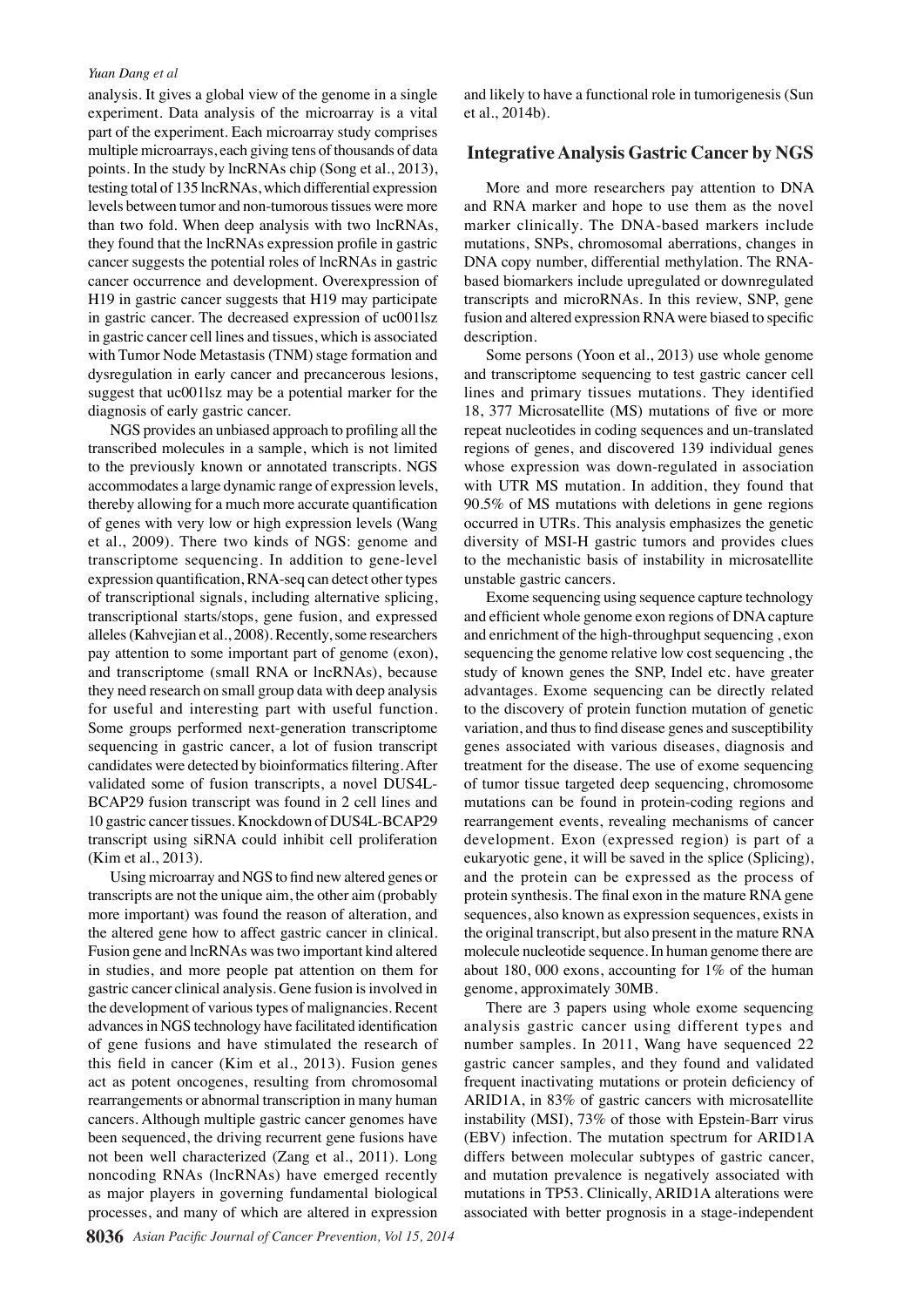analysis. It gives a global view of the genome in a single experiment. Data analysis of the microarray is a vital part of the experiment. Each microarray study comprises multiple microarrays, each giving tens of thousands of data points. In the study by lncRNAs chip (Song et al., 2013), testing total of 135 lncRNAs, which differential expression levels between tumor and non-tumorous tissues were more than two fold. When deep analysis with two lncRNAs, they found that the lncRNAs expression profile in gastric cancer suggests the potential roles of lncRNAs in gastric cancer occurrence and development. Overexpression of H19 in gastric cancer suggests that H19 may participate in gastric cancer. The decreased expression of uc001lsz in gastric cancer cell lines and tissues, which is associated with Tumor Node Metastasis (TNM) stage formation and dysregulation in early cancer and precancerous lesions, suggest that uc001lsz may be a potential marker for the diagnosis of early gastric cancer.

NGS provides an unbiased approach to profiling all the transcribed molecules in a sample, which is not limited to the previously known or annotated transcripts. NGS accommodates a large dynamic range of expression levels, thereby allowing for a much more accurate quantification of genes with very low or high expression levels (Wang et al., 2009). There two kinds of NGS: genome and transcriptome sequencing. In addition to gene-level expression quantification, RNA-seq can detect other types of transcriptional signals, including alternative splicing, transcriptional starts/stops, gene fusion, and expressed alleles (Kahvejian et al., 2008). Recently, some researchers pay attention to some important part of genome (exon), and transcriptome (small RNA or lncRNAs), because they need research on small group data with deep analysis for useful and interesting part with useful function. Some groups performed next-generation transcriptome sequencing in gastric cancer, a lot of fusion transcript candidates were detected by bioinformatics filtering. After validated some of fusion transcripts, a novel DUS4L-BCAP29 fusion transcript was found in 2 cell lines and 10 gastric cancer tissues. Knockdown of DUS4L-BCAP29 transcript using siRNA could inhibit cell proliferation (Kim et al., 2013).

Using microarray and NGS to find new altered genes or transcripts are not the unique aim, the other aim (probably more important) was found the reason of alteration, and the altered gene how to affect gastric cancer in clinical. Fusion gene and lncRNAs was two important kind altered in studies, and more people pat attention on them for gastric cancer clinical analysis. Gene fusion is involved in the development of various types of malignancies. Recent advances in NGS technology have facilitated identification of gene fusions and have stimulated the research of this field in cancer (Kim et al., 2013). Fusion genes act as potent oncogenes, resulting from chromosomal rearrangements or abnormal transcription in many human cancers. Although multiple gastric cancer genomes have been sequenced, the driving recurrent gene fusions have not been well characterized (Zang et al., 2011). Long noncoding RNAs (lncRNAs) have emerged recently as major players in governing fundamental biological processes, and many of which are altered in expression and likely to have a functional role in tumorigenesis (Sun et al., 2014b).

## Integrative Analysis Gastric Cancer by NGS

More and more researchers pay attention to DNA and RNA marker and hope to use them as the novel marker clinically. The DNA-based markers include mutations, SNPs, chromosomal aberrations, changes in DNA copy number, differential methylation. The RNA-based biomarkers include upregulated or downregulated transcripts and microRNAs. In this review, SNP, gene fusion and altered expression RNA were biased to specific description.

Some persons (Yoon et al., 2013) use whole genome and transcriptome sequencing to test gastric cancer cell lines and primary tissues mutations. They identified 18, 377 Microsatellite (MS) mutations of five or more repeat nucleotides in coding sequences and un-translated regions of genes, and discovered 139 individual genes whose expression was down-regulated in association with UTR MS mutation. In addition, they found that 90.5% of MS mutations with deletions in gene regions occurred in UTRs. This analysis emphasizes the genetic diversity of MSI-H gastric tumors and provides clues to the mechanistic basis of instability in microsatellite unstable gastric cancers.

Exome sequencing using sequence capture technology and efficient whole genome exon regions of DNA capture and enrichment of the high-throughput sequencing , exon sequencing the genome relative low cost sequencing , the study of known genes the SNP, Indel etc. have greater advantages. Exome sequencing can be directly related to the discovery of protein function mutation of genetic variation, and thus to find disease genes and susceptibility genes associated with various diseases, diagnosis and treatment for the disease. The use of exome sequencing of tumor tissue targeted deep sequencing, chromosome mutations can be found in protein-coding regions and rearrangement events, revealing mechanisms of cancer development. Exon (expressed region) is part of a eukaryotic gene, it will be saved in the splice (Splicing), and the protein can be expressed as the process of protein synthesis. The final exon in the mature RNA gene sequences, also known as expression sequences, exists in the original transcript, but also present in the mature RNA molecule nucleotide sequence. In human genome there are about 180, 000 exons, accounting for 1% of the human genome, approximately 30MB.

There are 3 papers using whole exome sequencing analysis gastric cancer using different types and number samples. In 2011, Wang have sequenced 22 gastric cancer samples, and they found and validated frequent inactivating mutations or protein deficiency of ARID1A, in 83% of gastric cancers with microsatellite instability (MSI), 73% of those with Epstein-Barr virus (EBV) infection. The mutation spectrum for ARID1A differs between molecular subtypes of gastric cancer, and mutation prevalence is negatively associated with mutations in TP53. Clinically, ARID1A alterations were associated with better prognosis in a stage-independent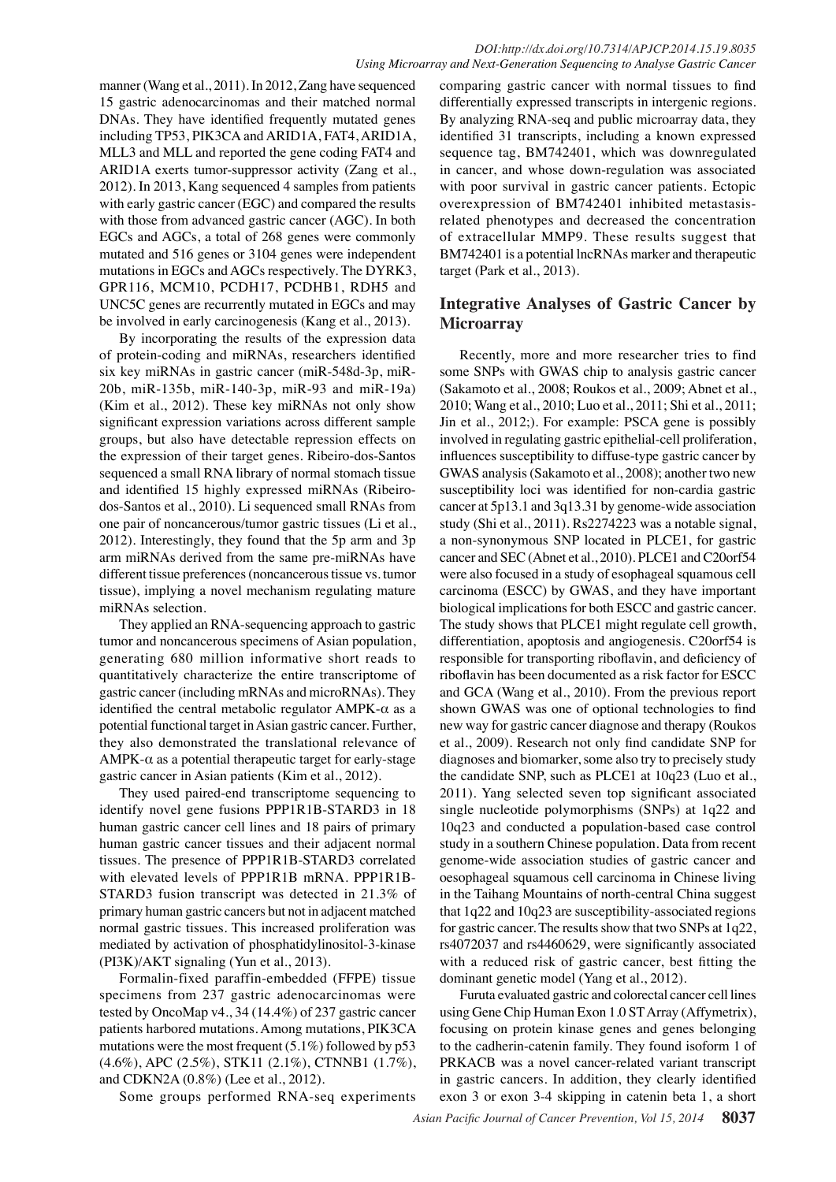manner (Wang et al., 2011). In 2012, Zang have sequenced 15 gastric adenocarcinomas and their matched normal DNAs. They have identified frequently mutated genes including TP53, PIK3CA and ARID1A, FAT4, ARID1A, MLL3 and MLL and reported the gene coding FAT4 and ARID1A exerts tumor-suppressor activity (Zang et al., 2012). In 2013, Kang sequenced 4 samples from patients with early gastric cancer (EGC) and compared the results with those from advanced gastric cancer (AGC). In both EGCs and AGCs, a total of 268 genes were commonly mutated and 516 genes or 3104 genes were independent mutations in EGCs and AGCs respectively. The DYRK3, GPR116, MCM10, PCDH17, PCDHB1, RDH5 and UNC5C genes are recurrently mutated in EGCs and may be involved in early carcinogenesis (Kang et al., 2013).

By incorporating the results of the expression data of protein-coding and miRNAs, researchers identified six key miRNAs in gastric cancer (miR-548d-3p, miR-20b, miR-135b, miR-140-3p, miR-93 and miR-19a) (Kim et al., 2012). These key miRNAs not only show significant expression variations across different sample groups, but also have detectable repression effects on the expression of their target genes. Ribeiro-dos-Santos sequenced a small RNA library of normal stomach tissue and identified 15 highly expressed miRNAs (Ribeiro-dos-Santos et al., 2010). Li sequenced small RNAs from one pair of noncancerous/tumor gastric tissues (Li et al., 2012). Interestingly, they found that the 5p arm and 3p arm miRNAs derived from the same pre-miRNAs have different tissue preferences (noncancerous tissue vs. tumor tissue), implying a novel mechanism regulating mature miRNAs selection.

They applied an RNA-sequencing approach to gastric tumor and noncancerous specimens of Asian population, generating 680 million informative short reads to quantitatively characterize the entire transcriptome of gastric cancer (including mRNAs and microRNAs). They identified the central metabolic regulator AMPK-$\alpha$ as a potential functional target in Asian gastric cancer. Further, they also demonstrated the translational relevance of AMPK-$\alpha$ as a potential therapeutic target for early-stage gastric cancer in Asian patients (Kim et al., 2012).

They used paired-end transcriptome sequencing to identify novel gene fusions PPP1R1B-STARD3 in 18 human gastric cancer cell lines and 18 pairs of primary human gastric cancer tissues and their adjacent normal tissues. The presence of PPP1R1B-STARD3 correlated with elevated levels of PPP1R1B mRNA. PPP1R1B-STARD3 fusion transcript was detected in 21.3% of primary human gastric cancers but not in adjacent matched normal gastric tissues. This increased proliferation was mediated by activation of phosphatidylinositol-3-kinase (PI3K)/AKT signaling (Yun et al., 2013).

Formalin-fixed paraffin-embedded (FFPE) tissue specimens from 237 gastric adenocarcinomas were tested by OncoMap v4., 34 (14.4%) of 237 gastric cancer patients harbored mutations. Among mutations, PIK3CA mutations were the most frequent (5.1%) followed by p53 (4.6%), APC (2.5%), STK11 (2.1%), CTNNB1 (1.7%), and CDKN2A (0.8%) (Lee et al., 2012).

Some groups performed RNA-seq experiments comparing gastric cancer with normal tissues to find differentially expressed transcripts in intergenic regions. By analyzing RNA-seq and public microarray data, they identified 31 transcripts, including a known expressed sequence tag, BM742401, which was downregulated in cancer, and whose down-regulation was associated with poor survival in gastric cancer patients. Ectopic overexpression of BM742401 inhibited metastasis-related phenotypes and decreased the concentration of extracellular MMP9. These results suggest that BM742401 is a potential lncRNAs marker and therapeutic target (Park et al., 2013).

## Integrative Analyses of Gastric Cancer by Microarray

Recently, more and more researcher tries to find some SNPs with GWAS chip to analysis gastric cancer (Sakamoto et al., 2008; Roukos et al., 2009; Abnet et al., 2010; Wang et al., 2010; Luo et al., 2011; Shi et al., 2011; Jin et al., 2012;). For example: PSCA gene is possibly involved in regulating gastric epithelial-cell proliferation, influences susceptibility to diffuse-type gastric cancer by GWAS analysis (Sakamoto et al., 2008); another two new susceptibility loci was identified for non-cardia gastric cancer at 5p13.1 and 3q13.31 by genome-wide association study (Shi et al., 2011). Rs2274223 was a notable signal, a non-synonymous SNP located in PLCE1, for gastric cancer and SEC (Abnet et al., 2010). PLCE1 and C20orf54 were also focused in a study of esophageal squamous cell carcinoma (ESCC) by GWAS, and they have important biological implications for both ESCC and gastric cancer. The study shows that PLCE1 might regulate cell growth, differentiation, apoptosis and angiogenesis. C20orf54 is responsible for transporting riboflavin, and deficiency of riboflavin has been documented as a risk factor for ESCC and GCA (Wang et al., 2010). From the previous report shown GWAS was one of optional technologies to find new way for gastric cancer diagnose and therapy (Roukos et al., 2009). Research not only find candidate SNP for diagnoses and biomarker, some also try to precisely study the candidate SNP, such as PLCE1 at 10q23 (Luo et al., 2011). Yang selected seven top significant associated single nucleotide polymorphisms (SNPs) at 1q22 and 10q23 and conducted a population-based case control study in a southern Chinese population. Data from recent genome-wide association studies of gastric cancer and oesophageal squamous cell carcinoma in Chinese living in the Taihang Mountains of north-central China suggest that 1q22 and 10q23 are susceptibility-associated regions for gastric cancer. The results show that two SNPs at 1q22, rs4072037 and rs4460629, were significantly associated with a reduced risk of gastric cancer, best fitting the dominant genetic model (Yang et al., 2012).

Furuta evaluated gastric and colorectal cancer cell lines using Gene Chip Human Exon 1.0 ST Array (Affymetrix), focusing on protein kinase genes and genes belonging to the cadherin-catenin family. They found isoform 1 of PRKACB was a novel cancer-related variant transcript in gastric cancers. In addition, they clearly identified exon 3 or exon 3-4 skipping in catenin beta 1, a short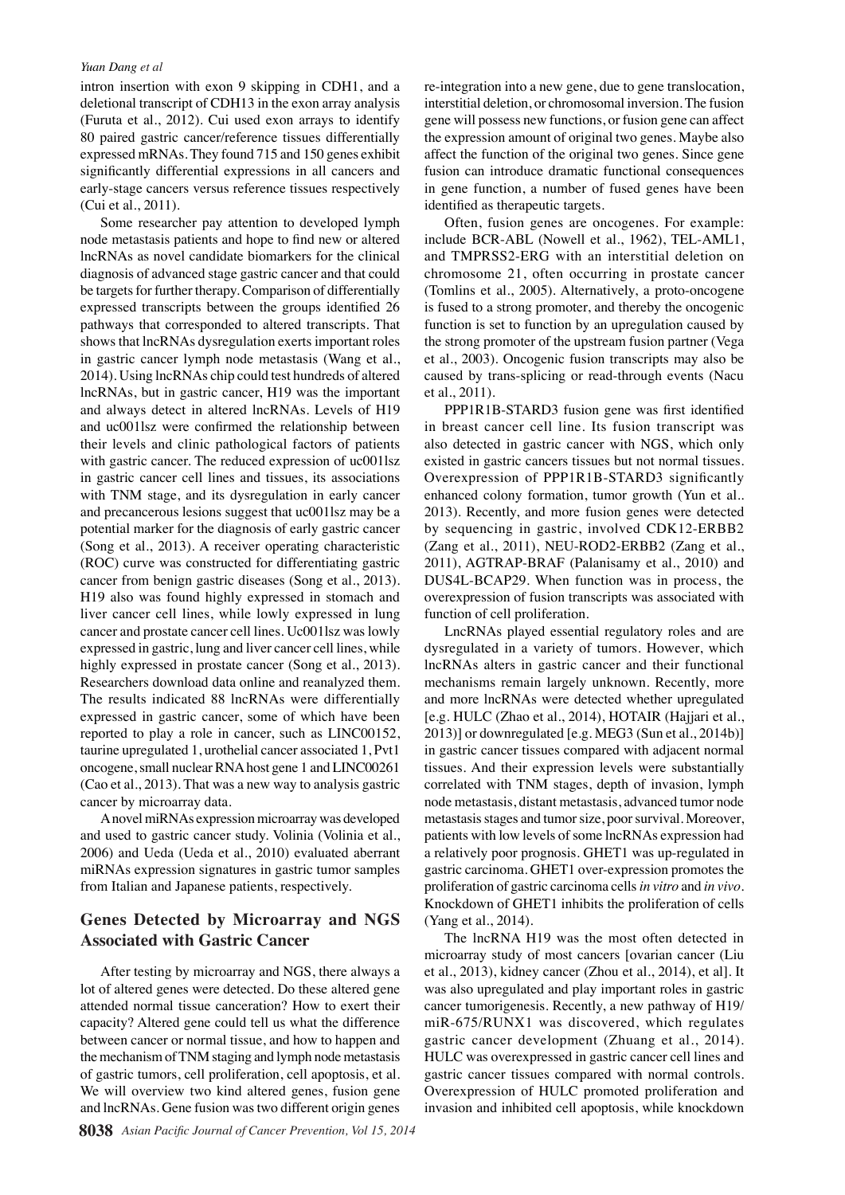intron insertion with exon 9 skipping in CDH1, and a deletional transcript of CDH13 in the exon array analysis (Furuta et al., 2012). Cui used exon arrays to identify 80 paired gastric cancer/reference tissues differentially expressed mRNAs. They found 715 and 150 genes exhibit significantly differential expressions in all cancers and early-stage cancers versus reference tissues respectively (Cui et al., 2011).

Some researcher pay attention to developed lymph node metastasis patients and hope to find new or altered lncRNAs as novel candidate biomarkers for the clinical diagnosis of advanced stage gastric cancer and that could be targets for further therapy. Comparison of differentially expressed transcripts between the groups identified 26 pathways that corresponded to altered transcripts. That shows that lncRNAs dysregulation exerts important roles in gastric cancer lymph node metastasis (Wang et al., 2014). Using lncRNAs chip could test hundreds of altered lncRNAs, but in gastric cancer, H19 was the important and always detect in altered lncRNAs. Levels of H19 and uc001lsz were confirmed the relationship between their levels and clinic pathological factors of patients with gastric cancer. The reduced expression of uc001lsz in gastric cancer cell lines and tissues, its associations with TNM stage, and its dysregulation in early cancer and precancerous lesions suggest that uc001lsz may be a potential marker for the diagnosis of early gastric cancer (Song et al., 2013). A receiver operating characteristic (ROC) curve was constructed for differentiating gastric cancer from benign gastric diseases (Song et al., 2013). H19 also was found highly expressed in stomach and liver cancer cell lines, while lowly expressed in lung cancer and prostate cancer cell lines. Uc001lsz was lowly expressed in gastric, lung and liver cancer cell lines, while highly expressed in prostate cancer (Song et al., 2013). Researchers download data online and reanalyzed them. The results indicated 88 lncRNAs were differentially expressed in gastric cancer, some of which have been reported to play a role in cancer, such as LINC00152, taurine upregulated 1, urothelial cancer associated 1, Pvt1 oncogene, small nuclear RNA host gene 1 and LINC00261 (Cao et al., 2013). That was a new way to analysis gastric cancer by microarray data.

A novel miRNAs expression microarray was developed and used to gastric cancer study. Volinia (Volinia et al., 2006) and Ueda (Ueda et al., 2010) evaluated aberrant miRNAs expression signatures in gastric tumor samples from Italian and Japanese patients, respectively.

## Genes Detected by Microarray and NGS Associated with Gastric Cancer

After testing by microarray and NGS, there always a lot of altered genes were detected. Do these altered gene attended normal tissue canceration? How to exert their capacity? Altered gene could tell us what the difference between cancer or normal tissue, and how to happen and the mechanism of TNM staging and lymph node metastasis of gastric tumors, cell proliferation, cell apoptosis, et al. We will overview two kind altered genes, fusion gene and lncRNAs. Gene fusion was two different origin genes re-integration into a new gene, due to gene translocation, interstitial deletion, or chromosomal inversion. The fusion gene will possess new functions, or fusion gene can affect the expression amount of original two genes. Maybe also affect the function of the original two genes. Since gene fusion can introduce dramatic functional consequences in gene function, a number of fused genes have been identified as therapeutic targets.

Often, fusion genes are oncogenes. For example: include BCR-ABL (Nowell et al., 1962), TEL-AML1, and TMPRSS2-ERG with an interstitial deletion on chromosome 21, often occurring in prostate cancer (Tomlins et al., 2005). Alternatively, a proto-oncogene is fused to a strong promoter, and thereby the oncogenic function is set to function by an upregulation caused by the strong promoter of the upstream fusion partner (Vega et al., 2003). Oncogenic fusion transcripts may also be caused by trans-splicing or read-through events (Nacu et al., 2011).

PPP1R1B-STARD3 fusion gene was first identified in breast cancer cell line. Its fusion transcript was also detected in gastric cancer with NGS, which only existed in gastric cancers tissues but not normal tissues. Overexpression of PPP1R1B-STARD3 significantly enhanced colony formation, tumor growth (Yun et al.. 2013). Recently, and more fusion genes were detected by sequencing in gastric, involved CDK12-ERBB2 (Zang et al., 2011), NEU-ROD2-ERBB2 (Zang et al., 2011), AGTRAP-BRAF (Palanisamy et al., 2010) and DUS4L-BCAP29. When function was in process, the overexpression of fusion transcripts was associated with function of cell proliferation.

LncRNAs played essential regulatory roles and are dysregulated in a variety of tumors. However, which lncRNAs alters in gastric cancer and their functional mechanisms remain largely unknown. Recently, more and more lncRNAs were detected whether upregulated [e.g. HULC (Zhao et al., 2014), HOTAIR (Hajjari et al., 2013)] or downregulated [e.g. MEG3 (Sun et al., 2014b)] in gastric cancer tissues compared with adjacent normal tissues. And their expression levels were substantially correlated with TNM stages, depth of invasion, lymph node metastasis, distant metastasis, advanced tumor node metastasis stages and tumor size, poor survival. Moreover, patients with low levels of some lncRNAs expression had a relatively poor prognosis. GHET1 was up-regulated in gastric carcinoma. GHET1 over-expression promotes the proliferation of gastric carcinoma cells *in vitro* and *in vivo*. Knockdown of GHET1 inhibits the proliferation of cells (Yang et al., 2014).

The lncRNA H19 was the most often detected in microarray study of most cancers [ovarian cancer (Liu et al., 2013), kidney cancer (Zhou et al., 2014), et al]. It was also upregulated and play important roles in gastric cancer tumorigenesis. Recently, a new pathway of H19/miR-675/RUNX1 was discovered, which regulates gastric cancer development (Zhuang et al., 2014). HULC was overexpressed in gastric cancer cell lines and gastric cancer tissues compared with normal controls. Overexpression of HULC promoted proliferation and invasion and inhibited cell apoptosis, while knockdown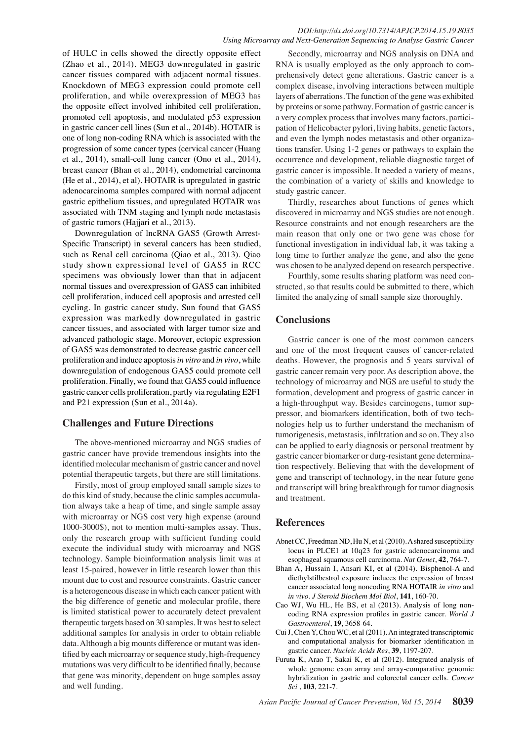of HULC in cells showed the directly opposite effect (Zhao et al., 2014). MEG3 downregulated in gastric cancer tissues compared with adjacent normal tissues. Knockdown of MEG3 expression could promote cell proliferation, and while overexpression of MEG3 has the opposite effect involved inhibited cell proliferation, promoted cell apoptosis, and modulated p53 expression in gastric cancer cell lines (Sun et al., 2014b). HOTAIR is one of long non-coding RNA which is associated with the progression of some cancer types (cervical cancer (Huang et al., 2014), small-cell lung cancer (Ono et al., 2014), breast cancer (Bhan et al., 2014), endometrial carcinoma (He et al., 2014), et al). HOTAIR is upregulated in gastric adenocarcinoma samples compared with normal adjacent gastric epithelium tissues, and upregulated HOTAIR was associated with TNM staging and lymph node metastasis of gastric tumors (Hajjari et al., 2013).

Downregulation of lncRNA GAS5 (Growth Arrest-Specific Transcript) in several cancers has been studied, such as Renal cell carcinoma (Qiao et al., 2013). Qiao study shown expressional level of GAS5 in RCC specimens was obviously lower than that in adjacent normal tissues and overexpression of GAS5 can inhibited cell proliferation, induced cell apoptosis and arrested cell cycling. In gastric cancer study, Sun found that GAS5 expression was markedly downregulated in gastric cancer tissues, and associated with larger tumor size and advanced pathologic stage. Moreover, ectopic expression of GAS5 was demonstrated to decrease gastric cancer cell proliferation and induce apoptosis *in vitro* and *in vivo*, while downregulation of endogenous GAS5 could promote cell proliferation. Finally, we found that GAS5 could influence gastric cancer cells proliferation, partly via regulating E2F1 and P21 expression (Sun et al., 2014a).

## Challenges and Future Directions

The above-mentioned microarray and NGS studies of gastric cancer have provide tremendous insights into the identified molecular mechanism of gastric cancer and novel potential therapeutic targets, but there are still limitations.

Firstly, most of group employed small sample sizes to do this kind of study, because the clinic samples accumulation always take a heap of time, and single sample assay with microarray or NGS cost very high expense (around 1000-3000$), not to mention multi-samples assay. Thus, only the research group with sufficient funding could execute the individual study with microarray and NGS technology. Sample bioinformation analysis limit was at least 15-paired, however in little research lower than this mount due to cost and resource constraints. Gastric cancer is a heterogeneous disease in which each cancer patient with the big difference of genetic and molecular profile, there is limited statistical power to accurately detect prevalent therapeutic targets based on 30 samples. It was best to select additional samples for analysis in order to obtain reliable data. Although a big mounts difference or mutant was identified by each microarray or sequence study, high-frequency mutations was very difficult to be identified finally, because that gene was minority, dependent on huge samples assay and well funding.

Secondly, microarray and NGS analysis on DNA and RNA is usually employed as the only approach to comprehensively detect gene alterations. Gastric cancer is a complex disease, involving interactions between multiple layers of aberrations. The function of the gene was exhibited by proteins or some pathway. Formation of gastric cancer is a very complex process that involves many factors, participation of Helicobacter pylori, living habits, genetic factors, and even the lymph nodes metastasis and other organizations transfer. Using 1-2 genes or pathways to explain the occurrence and development, reliable diagnostic target of gastric cancer is impossible. It needed a variety of means, the combination of a variety of skills and knowledge to study gastric cancer.

Thirdly, researches about functions of genes which discovered in microarray and NGS studies are not enough. Resource constraints and not enough researchers are the main reason that only one or two gene was chose for functional investigation in individual lab, it was taking a long time to further analyze the gene, and also the gene was chosen to be analyzed depend on research perspective.

Fourthly, some results sharing platform was need constructed, so that results could be submitted to there, which limited the analyzing of small sample size thoroughly.

## Conclusions

Gastric cancer is one of the most common cancers and one of the most frequent causes of cancer-related deaths. However, the prognosis and 5 years survival of gastric cancer remain very poor. As description above, the technology of microarray and NGS are useful to study the formation, development and progress of gastric cancer in a high-throughput way. Besides carcinogens, tumor suppressor, and biomarkers identification, both of two technologies help us to further understand the mechanism of tumorigenesis, metastasis, infiltration and so on. They also can be applied to early diagnosis or personal treatment by gastric cancer biomarker or durg-resistant gene determination respectively. Believing that with the development of gene and transcript of technology, in the near future gene and transcript will bring breakthrough for tumor diagnosis and treatment.

## References

Abnet CC, Freedman ND, Hu N, et al (2010). A shared susceptibility locus in PLCE1 at 10q23 for gastric adenocarcinoma and esophageal squamous cell carcinoma. *Nat Genet*, **42**, 764-7.

Bhan A, Hussain I, Ansari KI, et al (2014). Bisphenol-A and diethylstilbestrol exposure induces the expression of breast cancer associated long noncoding RNA HOTAIR *in vitro* and *in vivo*. *J Steroid Biochem Mol Biol*, **141**, 160-70.

Cao WJ, Wu HL, He BS, et al (2013). Analysis of long non-coding RNA expression profiles in gastric cancer. *World J Gastroenterol*, **19**, 3658-64.

Cui J, Chen Y, Chou WC, et al (2011). An integrated transcriptomic and computational analysis for biomarker identification in gastric cancer. *Nucleic Acids Res*, **39**, 1197-207.

Furuta K, Arao T, Sakai K, et al (2012). Integrated analysis of whole genome exon array and array-comparative genomic hybridization in gastric and colorectal cancer cells. *Cancer Sci* , **103**, 221-7.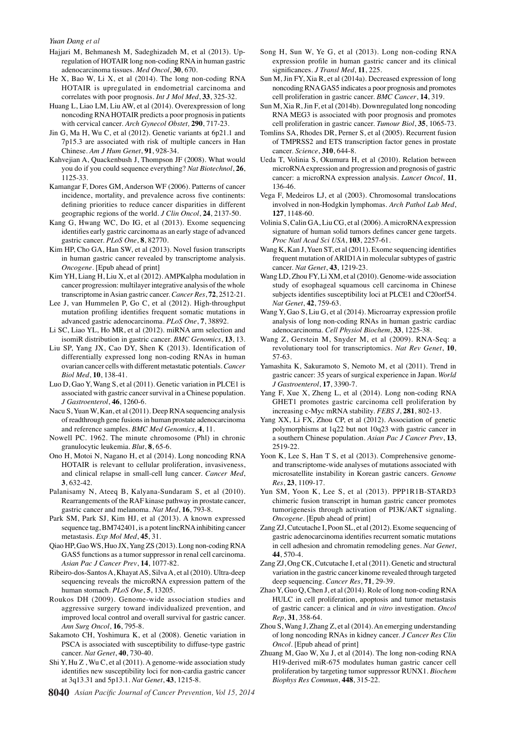Hajjari M, Behmanesh M, Sadeghizadeh M, et al (2013). Up-regulation of HOTAIR long non-coding RNA in human gastric adenocarcinoma tissues. *Med Oncol*, **30**, 670.

He X, Bao W, Li X, et al (2014). The long non-coding RNA HOTAIR is upregulated in endometrial carcinoma and correlates with poor prognosis. *Int J Mol Med*, **33**, 325-32.

Huang L, Liao LM, Liu AW, et al (2014). Overexpression of long noncoding RNA HOTAIR predicts a poor prognosis in patients with cervical cancer. *Arch Gynecol Obstet,* **290**, 717-23.

Jin G, Ma H, Wu C, et al (2012). Genetic variants at 6p21.1 and 7p15.3 are associated with risk of multiple cancers in Han Chinese. *Am J Hum Genet*, **91**, 928-34.

Kahvejian A, Quackenbush J, Thompson JF (2008). What would you do if you could sequence everything? *Nat Biotechnol*, **26**, 1125-33.

Kamangar F, Dores GM, Anderson WF (2006). Patterns of cancer incidence, mortality, and prevalence across five continents: defining priorities to reduce cancer disparities in different geographic regions of the world. *J Clin Oncol*, **24**, 2137-50.

Kang G, Hwang WC, Do IG, et al (2013). Exome sequencing identifies early gastric carcinoma as an early stage of advanced gastric cancer. *PLoS One*, **8**, 82770.

Kim HP, Cho GA, Han SW, et al (2013). Novel fusion transcripts in human gastric cancer revealed by transcriptome analysis. *Oncogene*. [Epub ahead of print]

Kim YH, Liang H, Liu X, et al (2012). AMPKalpha modulation in cancer progression: multilayer integrative analysis of the whole transcriptome in Asian gastric cancer. *Cancer Res*, **72**, 2512-21.

Lee J, van Hummelen P, Go C, et al (2012). High-throughput mutation profiling identifies frequent somatic mutations in advanced gastric adenocarcinoma. *PLoS One*, **7**, 38892.

Li SC, Liao YL, Ho MR, et al (2012). miRNA arm selection and isomiR distribution in gastric cancer. *BMC Genomics*, **13**, 13.

Liu SP, Yang JX, Cao DY, Shen K (2013). Identification of differentially expressed long non-coding RNAs in human ovarian cancer cells with different metastatic potentials. *Cancer Biol Med*, **10**, 138-41.

Luo D, Gao Y, Wang S, et al (2011). Genetic variation in PLCE1 is associated with gastric cancer survival in a Chinese population. *J Gastroenterol*, **46**, 1260-6.

Nacu S, Yuan W, Kan, et al (2011). Deep RNA sequencing analysis of readthrough gene fusions in human prostate adenocarcinoma and reference samples. *BMC Med Genomics*, **4**, 11.

Nowell PC. 1962. The minute chromosome (Phl) in chronic granulocytic leukemia. *Blut*, **8**, 65-6.

Ono H, Motoi N, Nagano H, et al (2014). Long noncoding RNA HOTAIR is relevant to cellular proliferation, invasiveness, and clinical relapse in small-cell lung cancer. *Cancer Med*, **3**, 632-42.

Palanisamy N, Ateeq B, Kalyana-Sundaram S, et al (2010). Rearrangements of the RAF kinase pathway in prostate cancer, gastric cancer and melanoma. *Nat Med*, **16**, 793-8.

Park SM, Park SJ, Kim HJ, et al (2013). A known expressed sequence tag, BM742401, is a potent lincRNA inhibiting cancer metastasis. *Exp Mol Med*, **45**, 31.

Qiao HP, Gao WS, Huo JX, Yang ZS (2013). Long non-coding RNA GAS5 functions as a tumor suppressor in renal cell carcinoma. *Asian Pac J Cancer Prev*, **14**, 1077-82.

Ribeiro-dos-Santos A, Khayat AS, Silva A, et al (2010). Ultra-deep sequencing reveals the microRNA expression pattern of the human stomach. *PLoS One*, **5**, 13205.

Roukos DH (2009). Genome-wide association studies and aggressive surgery toward individualized prevention, and improved local control and overall survival for gastric cancer. *Ann Surg Oncol*, **16**, 795-8.

Sakamoto CH, Yoshimura K, et al (2008). Genetic variation in PSCA is associated with susceptibility to diffuse-type gastric cancer. *Nat Genet*, **40**, 730-40.

Shi Y, Hu Z , Wu C, et al (2011). A genome-wide association study identifies new susceptibility loci for non-cardia gastric cancer at 3q13.31 and 5p13.1. *Nat Genet*, **43**, 1215-8.

Song H, Sun W, Ye G, et al (2013). Long non-coding RNA expression profile in human gastric cancer and its clinical significances. *J Transl Med*, **11**, 225.

Sun M, Jin FY, Xia R, et al (2014a). Decreased expression of long noncoding RNA GAS5 indicates a poor prognosis and promotes cell proliferation in gastric cancer. *BMC Cancer*, **14**, 319.

Sun M, Xia R, Jin F, et al (2014b). Downregulated long noncoding RNA MEG3 is associated with poor prognosis and promotes cell proliferation in gastric cancer. *Tumour Biol*, **35**, 1065-73.

Tomlins SA, Rhodes DR, Perner S, et al (2005). Recurrent fusion of TMPRSS2 and ETS transcription factor genes in prostate cancer. *Science*, **310**, 644-8.

Ueda T, Volinia S, Okumura H, et al (2010). Relation between microRNA expression and progression and prognosis of gastric cancer: a microRNA expression analysis. *Lancet Oncol*, **11**, 136-46.

Vega F, Medeiros LJ, et al (2003). Chromosomal translocations involved in non-Hodgkin lymphomas. *Arch Pathol Lab Med*, **127**, 1148-60.

Volinia S, Calin GA, Liu CG, et al (2006). A microRNA expression signature of human solid tumors defines cancer gene targets. *Proc Natl Acad Sci USA*, **103**, 2257-61.

Wang K, Kan J, Yuen ST, et al (2011). Exome sequencing identifies frequent mutation of ARID1A in molecular subtypes of gastric cancer. *Nat Genet*, **43**, 1219-23.

Wang LD, Zhou FY, Li XM, et al (2010). Genome-wide association study of esophageal squamous cell carcinoma in Chinese subjects identifies susceptibility loci at PLCE1 and C20orf54. *Nat Genet*, **42**, 759-63.

Wang Y, Gao S, Liu G, et al (2014). Microarray expression profile analysis of long non-coding RNAs in human gastric cardiac adenocarcinoma. *Cell Physiol Biochem*, **33**, 1225-38.

Wang Z, Gerstein M, Snyder M, et al (2009). RNA-Seq: a revolutionary tool for transcriptomics. *Nat Rev Genet*, **10**, 57-63.

Yamashita K, Sakuramoto S, Nemoto M, et al (2011). Trend in gastric cancer: 35 years of surgical experience in Japan. *World J Gastroenterol*, **17**, 3390-7.

Yang F, Xue X, Zheng L, et al (2014). Long non-coding RNA GHET1 promotes gastric carcinoma cell proliferation by increasing c-Myc mRNA stability. *FEBS J*, **281**, 802-13.

Yang XX, Li FX, Zhou CP, et al (2012). Association of genetic polymorphisms at 1q22 but not 10q23 with gastric cancer in a southern Chinese population. *Asian Pac J Cancer Prev*, **13**, 2519-22.

Yoon K, Lee S, Han T S, et al (2013). Comprehensive genome- and transcriptome-wide analyses of mutations associated with microsatellite instability in Korean gastric cancers. *Genome Res*, **23**, 1109-17.

Yun SM, Yoon K, Lee S, et al (2013). PPP1R1B-STARD3 chimeric fusion transcript in human gastric cancer promotes tumorigenesis through activation of PI3K/AKT signaling. *Oncogene*. [Epub ahead of print]

Zang ZJ, Cutcutache I, Poon SL, et al (2012). Exome sequencing of gastric adenocarcinoma identifies recurrent somatic mutations in cell adhesion and chromatin remodeling genes. *Nat Genet*, **44**, 570-4.

Zang ZJ, Ong CK, Cutcutache I, et al (2011). Genetic and structural variation in the gastric cancer kinome revealed through targeted deep sequencing. *Cancer Res*, **71**, 29-39.

Zhao Y, Guo Q, Chen J, et al (2014). Role of long non-coding RNA HULC in cell proliferation, apoptosis and tumor metastasis of gastric cancer: a clinical and *in vitro* investigation. *Oncol Rep*, **31**, 358-64.

Zhou S, Wang J, Zhang Z, et al (2014). An emerging understanding of long noncoding RNAs in kidney cancer. *J Cancer Res Clin Oncol*. [Epub ahead of print]

Zhuang M, Gao W, Xu J, et al (2014). The long non-coding RNA H19-derived miR-675 modulates human gastric cancer cell proliferation by targeting tumor suppressor RUNX1. *Biochem Biophys Res Commun*, **448**, 315-22.